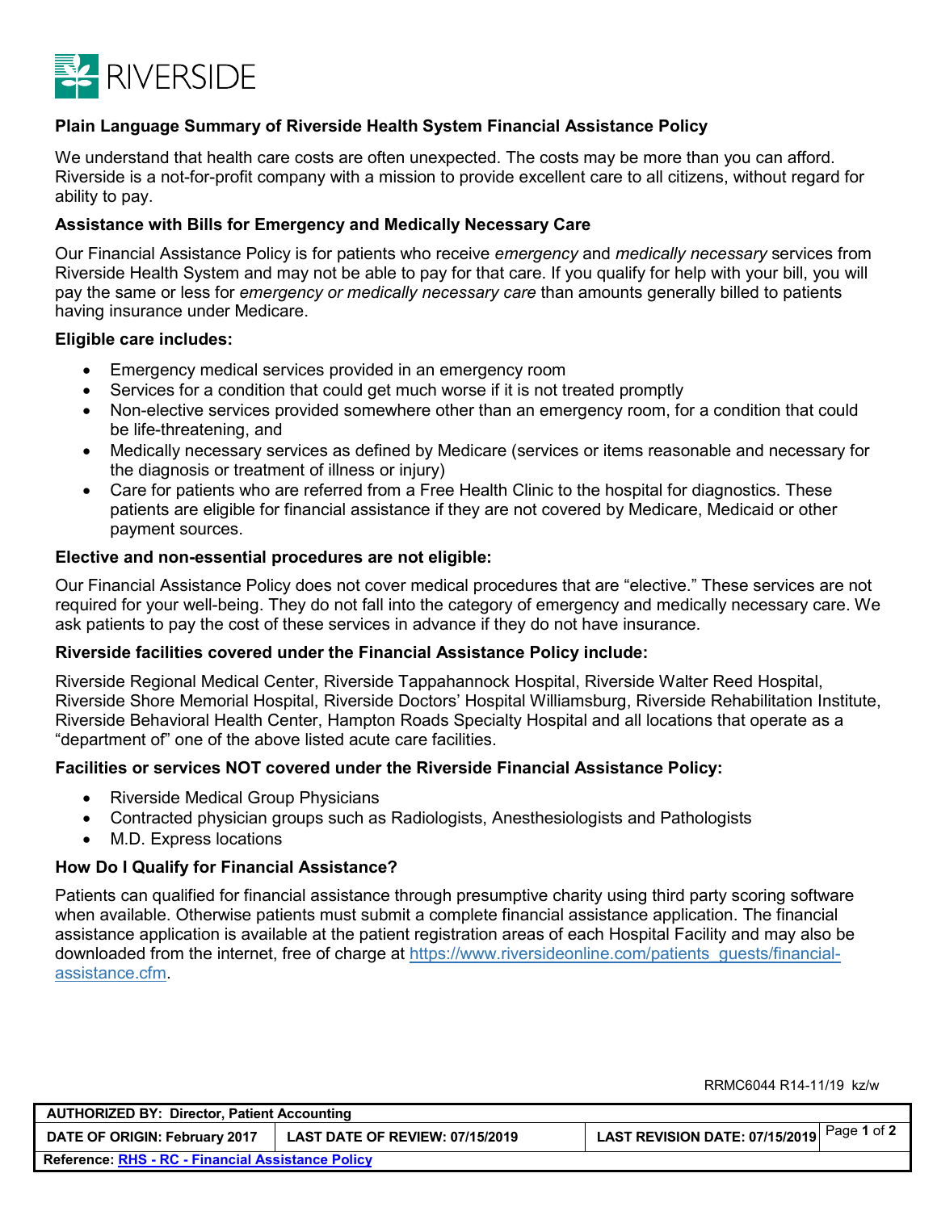RIVERSIDE

## Plain Language Summary of Riverside Health System Financial Assistance Policy

We understand that health care costs are often unexpected. The costs may be more than you can afford. Riverside is a not-for-profit company with a mission to provide excellent care to all citizens, without regard for ability to pay.

### Assistance with Bills for Emergency and Medically Necessary Care

Our Financial Assistance Policy is for patients who receive *emergency* and *medically necessary* services from Riverside Health System and may not be able to pay for that care. If you qualify for help with your bill, you will pay the same or less for *emergency or medically necessary care* than amounts generally billed to patients having insurance under Medicare.

### Eligible care includes:

- Emergency medical services provided in an emergency room
- Services for a condition that could get much worse if it is not treated promptly
- Non-elective services provided somewhere other than an emergency room, for a condition that could be life-threatening, and
- Medically necessary services as defined by Medicare (services or items reasonable and necessary for the diagnosis or treatment of illness or injury)
- Care for patients who are referred from a Free Health Clinic to the hospital for diagnostics. These patients are eligible for financial assistance if they are not covered by Medicare, Medicaid or other payment sources.

### Elective and non-essential procedures are not eligible:

Our Financial Assistance Policy does not cover medical procedures that are "elective." These services are not required for your well-being. They do not fall into the category of emergency and medically necessary care. We ask patients to pay the cost of these services in advance if they do not have insurance.

### Riverside facilities covered under the Financial Assistance Policy include:

Riverside Regional Medical Center, Riverside Tappahannock Hospital, Riverside Walter Reed Hospital, Riverside Shore Memorial Hospital, Riverside Doctors' Hospital Williamsburg, Riverside Rehabilitation Institute, Riverside Behavioral Health Center, Hampton Roads Specialty Hospital and all locations that operate as a "department of" one of the above listed acute care facilities.

### Facilities or services NOT covered under the Riverside Financial Assistance Policy:

- Riverside Medical Group Physicians
- Contracted physician groups such as Radiologists, Anesthesiologists and Pathologists
- M.D. Express locations

### How Do I Qualify for Financial Assistance?

Patients can qualified for financial assistance through presumptive charity using third party scoring software when available. Otherwise patients must submit a complete financial assistance application. The financial assistance application is available at the patient registration areas of each Hospital Facility and may also be downloaded from the internet, free of charge at https://www.riversideonline.com/patients_guests/financial-assistance.cfm.

RRMC6044 R14-11/19 kz/w

| AUTHORIZED BY: Director, Patient Accounting | | |
|---|---|---|
| DATE OF ORIGIN: February 2017 | LAST DATE OF REVIEW: 07/15/2019 | LAST REVISION DATE: 07/15/2019 |
| Reference: RHS - RC - Financial Assistance Policy | | |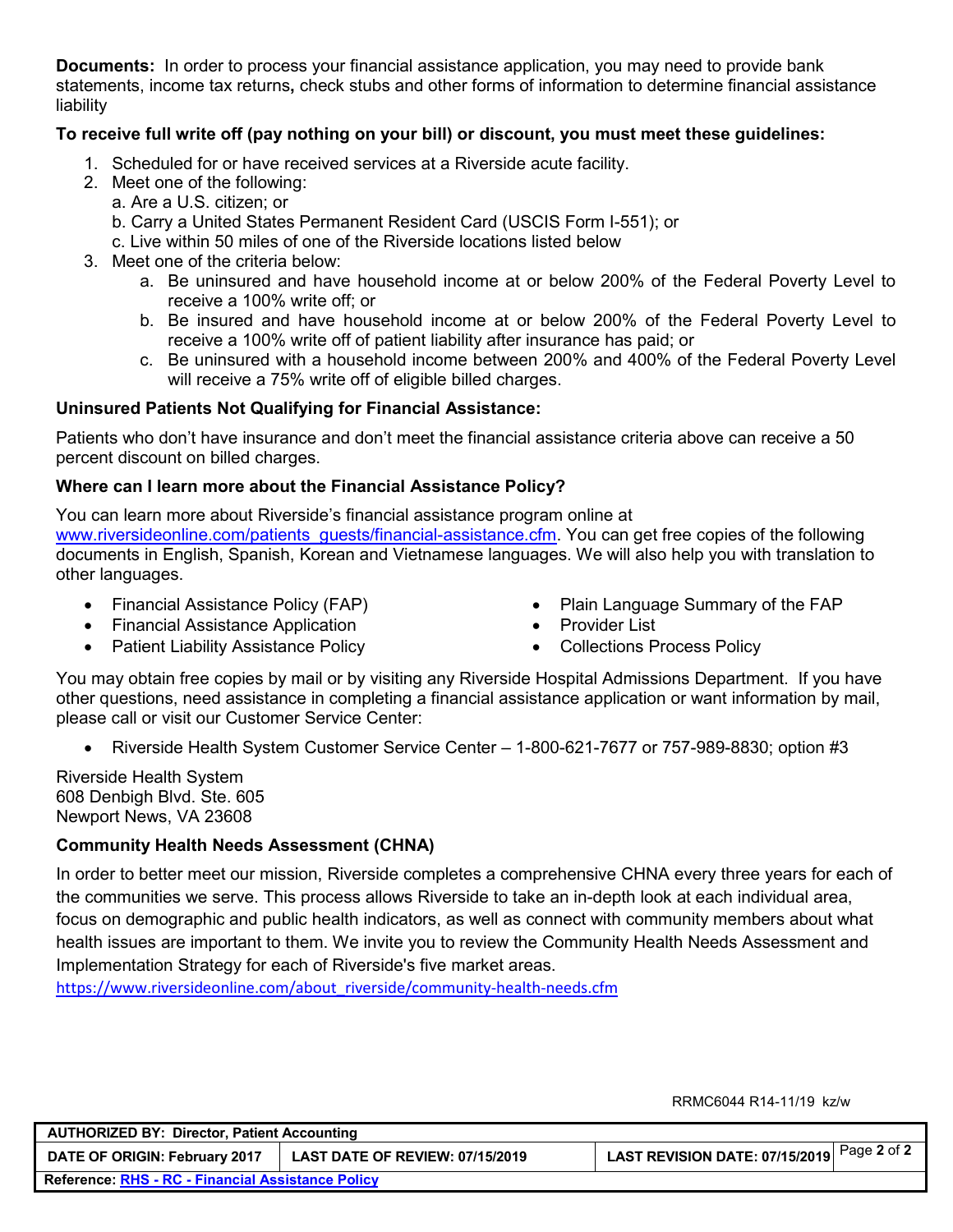**Documents:** In order to process your financial assistance application, you may need to provide bank statements, income tax returns**,** check stubs and other forms of information to determine financial assistance liability

**To receive full write off (pay nothing on your bill) or discount, you must meet these guidelines:**

1. Scheduled for or have received services at a Riverside acute facility.
2. Meet one of the following:
   a. Are a U.S. citizen; or
   b. Carry a United States Permanent Resident Card (USCIS Form I-551); or
   c. Live within 50 miles of one of the Riverside locations listed below
3. Meet one of the criteria below:
   a. Be uninsured and have household income at or below 200% of the Federal Poverty Level to receive a 100% write off; or
   b. Be insured and have household income at or below 200% of the Federal Poverty Level to receive a 100% write off of patient liability after insurance has paid; or
   c. Be uninsured with a household income between 200% and 400% of the Federal Poverty Level will receive a 75% write off of eligible billed charges.

**Uninsured Patients Not Qualifying for Financial Assistance:**

Patients who don't have insurance and don't meet the financial assistance criteria above can receive a 50 percent discount on billed charges.

**Where can I learn more about the Financial Assistance Policy?**

You can learn more about Riverside's financial assistance program online at www.riversideonline.com/patients_guests/financial-assistance.cfm. You can get free copies of the following documents in English, Spanish, Korean and Vietnamese languages. We will also help you with translation to other languages.

- Financial Assistance Policy (FAP)
- Financial Assistance Application
- Patient Liability Assistance Policy
- Plain Language Summary of the FAP
- Provider List
- Collections Process Policy

You may obtain free copies by mail or by visiting any Riverside Hospital Admissions Department. If you have other questions, need assistance in completing a financial assistance application or want information by mail, please call or visit our Customer Service Center:

- Riverside Health System Customer Service Center – 1-800-621-7677 or 757-989-8830; option #3

Riverside Health System
608 Denbigh Blvd. Ste. 605
Newport News, VA 23608

**Community Health Needs Assessment (CHNA)**

In order to better meet our mission, Riverside completes a comprehensive CHNA every three years for each of the communities we serve. This process allows Riverside to take an in-depth look at each individual area, focus on demographic and public health indicators, as well as connect with community members about what health issues are important to them. We invite you to review the Community Health Needs Assessment and Implementation Strategy for each of Riverside's five market areas.
https://www.riversideonline.com/about_riverside/community-health-needs.cfm

RRMC6044 R14-11/19 kz/w

| AUTHORIZED BY: Director, Patient Accounting | | |
|---|---|---|
| DATE OF ORIGIN: February 2017 | LAST DATE OF REVIEW: 07/15/2019 | LAST REVISION DATE: 07/15/2019 |
| Reference: RHS - RC - Financial Assistance Policy | | |